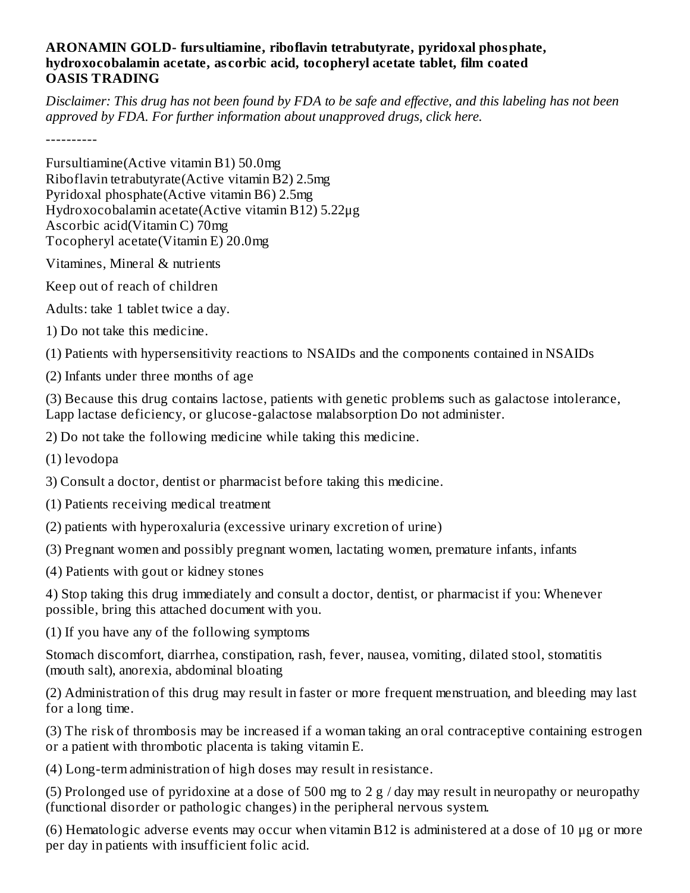**ARONAMIN GOLD- fursultiamine, riboflavin tetrabutyrate, pyridoxal phosphate, hydroxocobalamin acetate, ascorbic acid, tocopheryl acetate tablet, film coated**
**OASIS TRADING**

*Disclaimer: This drug has not been found by FDA to be safe and effective, and this labeling has not been approved by FDA. For further information about unapproved drugs, click here.*

----------

Fursultiamine(Active vitamin B1) 50.0mg
Riboflavin tetrabutyrate(Active vitamin B2) 2.5mg
Pyridoxal phosphate(Active vitamin B6) 2.5mg
Hydroxocobalamin acetate(Active vitamin B12) 5.22μg
Ascorbic acid(Vitamin C) 70mg
Tocopheryl acetate(Vitamin E) 20.0mg

Vitamines, Mineral & nutrients

Keep out of reach of children

Adults: take 1 tablet twice a day.

1) Do not take this medicine.

(1) Patients with hypersensitivity reactions to NSAIDs and the components contained in NSAIDs

(2) Infants under three months of age

(3) Because this drug contains lactose, patients with genetic problems such as galactose intolerance, Lapp lactase deficiency, or glucose-galactose malabsorption Do not administer.

2) Do not take the following medicine while taking this medicine.

(1) levodopa

3) Consult a doctor, dentist or pharmacist before taking this medicine.

(1) Patients receiving medical treatment

(2) patients with hyperoxaluria (excessive urinary excretion of urine)

(3) Pregnant women and possibly pregnant women, lactating women, premature infants, infants

(4) Patients with gout or kidney stones

4) Stop taking this drug immediately and consult a doctor, dentist, or pharmacist if you: Whenever possible, bring this attached document with you.

(1) If you have any of the following symptoms

Stomach discomfort, diarrhea, constipation, rash, fever, nausea, vomiting, dilated stool, stomatitis (mouth salt), anorexia, abdominal bloating

(2) Administration of this drug may result in faster or more frequent menstruation, and bleeding may last for a long time.

(3) The risk of thrombosis may be increased if a woman taking an oral contraceptive containing estrogen or a patient with thrombotic placenta is taking vitamin E.

(4) Long-term administration of high doses may result in resistance.

(5) Prolonged use of pyridoxine at a dose of 500 mg to 2 g / day may result in neuropathy or neuropathy (functional disorder or pathologic changes) in the peripheral nervous system.

(6) Hematologic adverse events may occur when vitamin B12 is administered at a dose of 10 μg or more per day in patients with insufficient folic acid.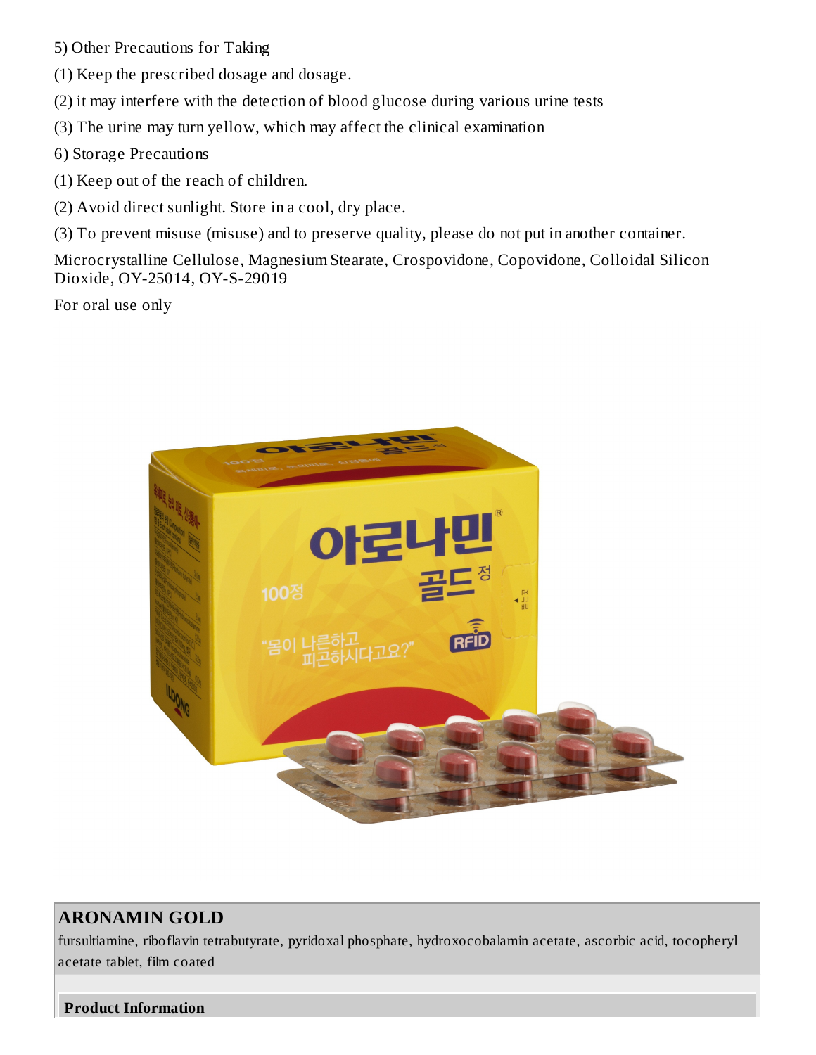5) Other Precautions for Taking

(1) Keep the prescribed dosage and dosage.

(2) it may interfere with the detection of blood glucose during various urine tests

(3) The urine may turn yellow, which may affect the clinical examination

6) Storage Precautions

(1) Keep out of the reach of children.

(2) Avoid direct sunlight. Store in a cool, dry place.

(3) To prevent misuse (misuse) and to preserve quality, please do not put in another container.

Microcrystalline Cellulose, Magnesium Stearate, Crospovidone, Copovidone, Colloidal Silicon Dioxide, OY-25014, OY-S-29019

For oral use only

## ARONAMIN GOLD

fursultiamine, riboflavin tetrabutyrate, pyridoxal phosphate, hydroxocobalamin acetate, ascorbic acid, tocopheryl acetate tablet, film coated

**Product Information**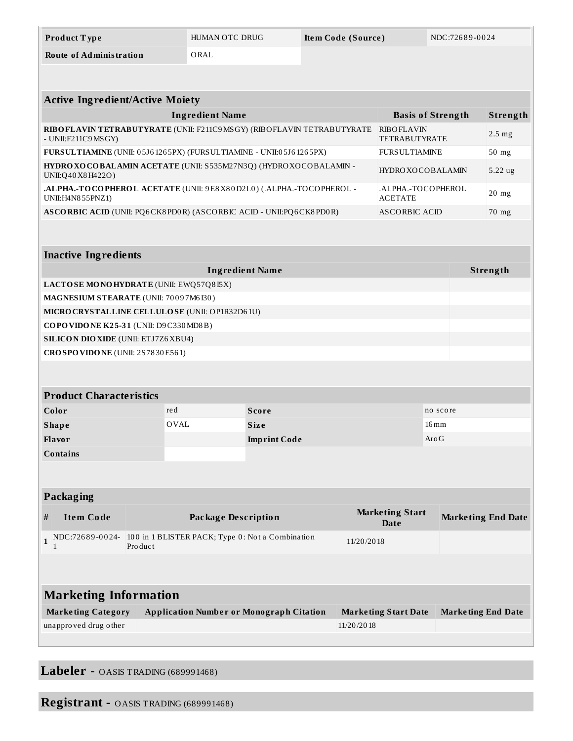| Product Type | HUMAN OTC DRUG | Item Code (Source) | NDC:72689-0024 |
| --- | --- | --- | --- |
| Route of Administration | ORAL | | |

## Active Ingredient/Active Moiety

| Ingredient Name | Basis of Strength | Strength |
| --- | --- | --- |
| **RIBOFLAVIN TETRABUTYRATE** (UNII: F211C9MSGY) (RIBOFLAVIN TETRABUTYRATE - UNII:F211C9MSGY) | RIBOFLAVIN TETRABUTYRATE | 2.5 mg |
| **FURSULTIAMINE** (UNII: 05J61265PX) (FURSULTIAMINE - UNII:05J61265PX) | FURSULTIAMINE | 50 mg |
| **HYDROXOCOBALAMIN ACETATE** (UNII: S535M27N3Q) (HYDROXOCOBALAMIN - UNII:Q40X8H422O) | HYDROXOCOBALAMIN | 5.22 ug |
| **.ALPHA.-TOCOPHEROL ACETATE** (UNII: 9E8X80D2L0) (.ALPHA.-TOCOPHEROL - UNII:H4N855PNZ1) | .ALPHA.-TOCOPHEROL ACETATE | 20 mg |
| **ASCORBIC ACID** (UNII: PQ6CK8PD0R) (ASCORBIC ACID - UNII:PQ6CK8PD0R) | ASCORBIC ACID | 70 mg |

## Inactive Ingredients

| Ingredient Name | Strength |
| --- | --- |
| **LACTOSE MONOHYDRATE** (UNII: EWQ57Q8I5X) | |
| **MAGNESIUM STEARATE** (UNII: 70097M6I30) | |
| **MICROCRYSTALLINE CELLULOSE** (UNII: OP1R32D61U) | |
| **COPOVIDONE K25-31** (UNII: D9C330MD8B) | |
| **SILICON DIOXIDE** (UNII: ETJ7Z6XBU4) | |
| **CROSPOVIDONE** (UNII: 2S7830E561) | |

## Product Characteristics

| Color | red | Score | no score |
| --- | --- | --- | --- |
| Shape | OVAL | Size | 16mm |
| Flavor | | Imprint Code | AroG |
| Contains | | | |

## Packaging

| # | Item Code | Package Description | Marketing Start Date | Marketing End Date |
| --- | --- | --- | --- | --- |
| 1 | NDC:72689-0024-1 | 100 in 1 BLISTER PACK; Type 0: Not a Combination Product | 11/20/2018 | |

## Marketing Information

| Marketing Category | Application Number or Monograph Citation | Marketing Start Date | Marketing End Date |
| --- | --- | --- | --- |
| unapproved drug other | | 11/20/2018 | |

## Labeler - OASIS TRADING (689991468)

## Registrant - OASIS TRADING (689991468)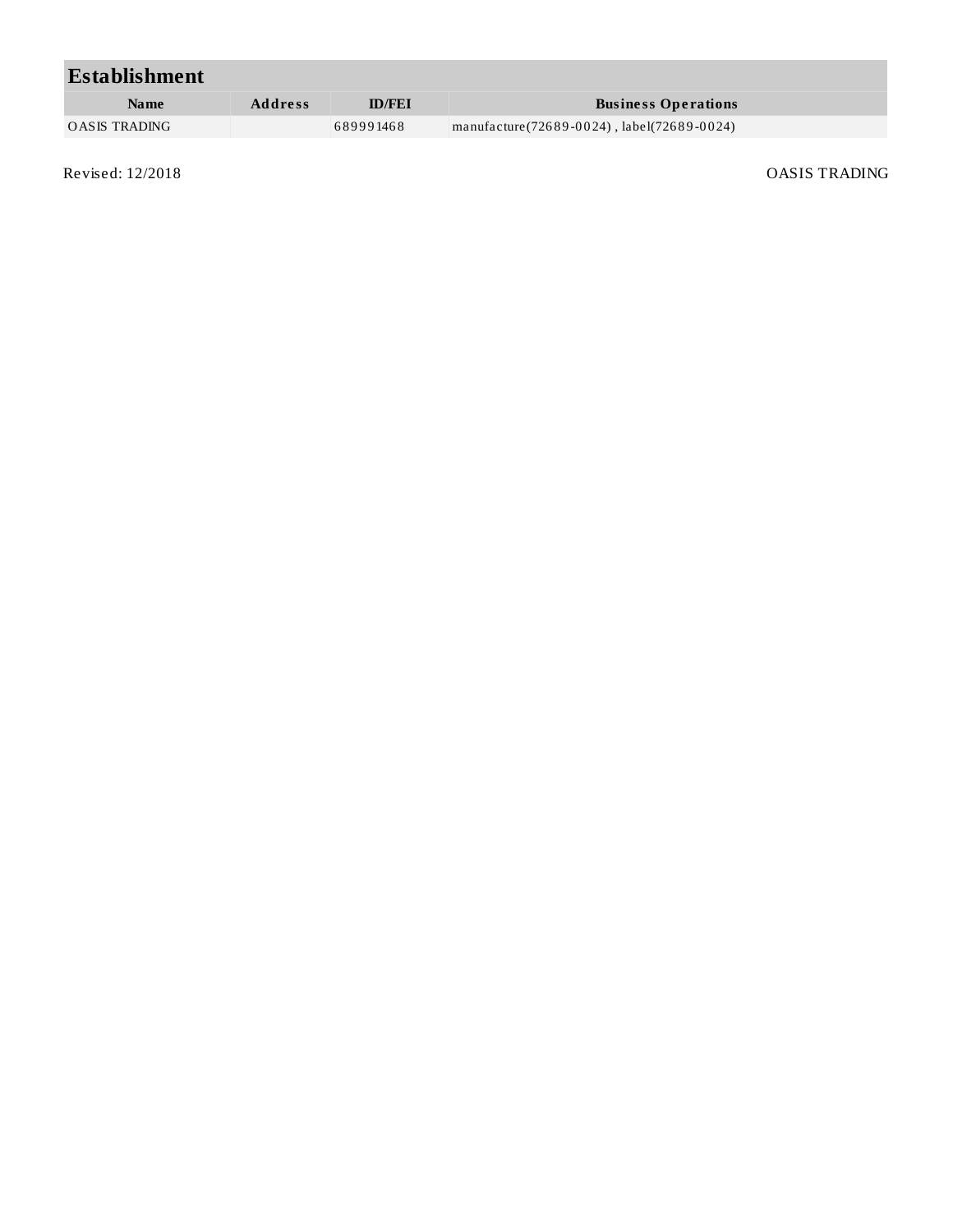## Establishment

| Name | Address | ID/FEI | Business Operations |
|---|---|---|---|
| OASIS TRADING | | 689991468 | manufacture(72689-0024) , label(72689-0024) |

Revised: 12/2018

OASIS TRADING